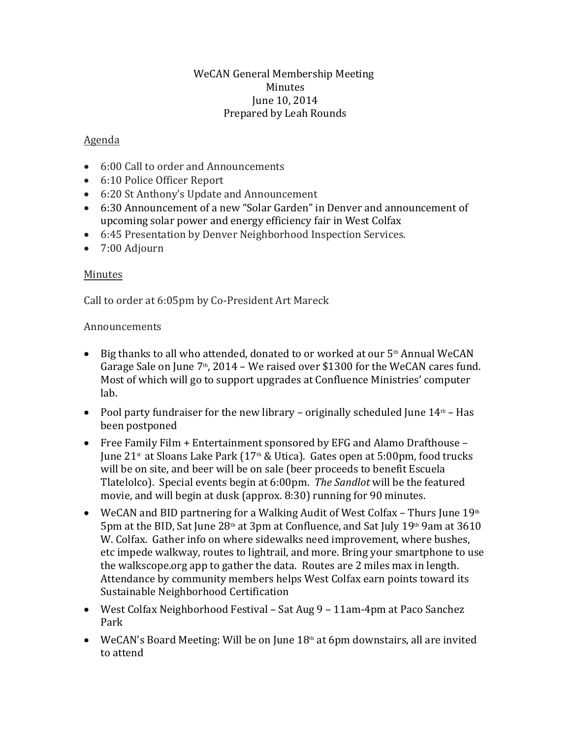WeCAN General Membership Meeting
Minutes
June 10, 2014
Prepared by Leah Rounds

Agenda

- 6:00 Call to order and Announcements
- 6:10 Police Officer Report
- 6:20 St Anthony's Update and Announcement
- 6:30 Announcement of a new "Solar Garden" in Denver and announcement of upcoming solar power and energy efficiency fair in West Colfax
- 6:45 Presentation by Denver Neighborhood Inspection Services.
- 7:00 Adjourn

Minutes

Call to order at 6:05pm by Co-President Art Mareck

Announcements

- Big thanks to all who attended, donated to or worked at our 5th Annual WeCAN Garage Sale on June 7th, 2014 – We raised over $1300 for the WeCAN cares fund. Most of which will go to support upgrades at Confluence Ministries' computer lab.
- Pool party fundraiser for the new library – originally scheduled June 14th – Has been postponed
- Free Family Film + Entertainment sponsored by EFG and Alamo Drafthouse – June 21st at Sloans Lake Park (17th & Utica). Gates open at 5:00pm, food trucks will be on site, and beer will be on sale (beer proceeds to benefit Escuela Tlatelolco). Special events begin at 6:00pm. *The Sandlot* will be the featured movie, and will begin at dusk (approx. 8:30) running for 90 minutes.
- WeCAN and BID partnering for a Walking Audit of West Colfax – Thurs June 19th 5pm at the BID, Sat June 28th at 3pm at Confluence, and Sat July 19th 9am at 3610 W. Colfax. Gather info on where sidewalks need improvement, where bushes, etc impede walkway, routes to lightrail, and more. Bring your smartphone to use the walkscope.org app to gather the data. Routes are 2 miles max in length. Attendance by community members helps West Colfax earn points toward its Sustainable Neighborhood Certification
- West Colfax Neighborhood Festival – Sat Aug 9 – 11am-4pm at Paco Sanchez Park
- WeCAN's Board Meeting: Will be on June 18th at 6pm downstairs, all are invited to attend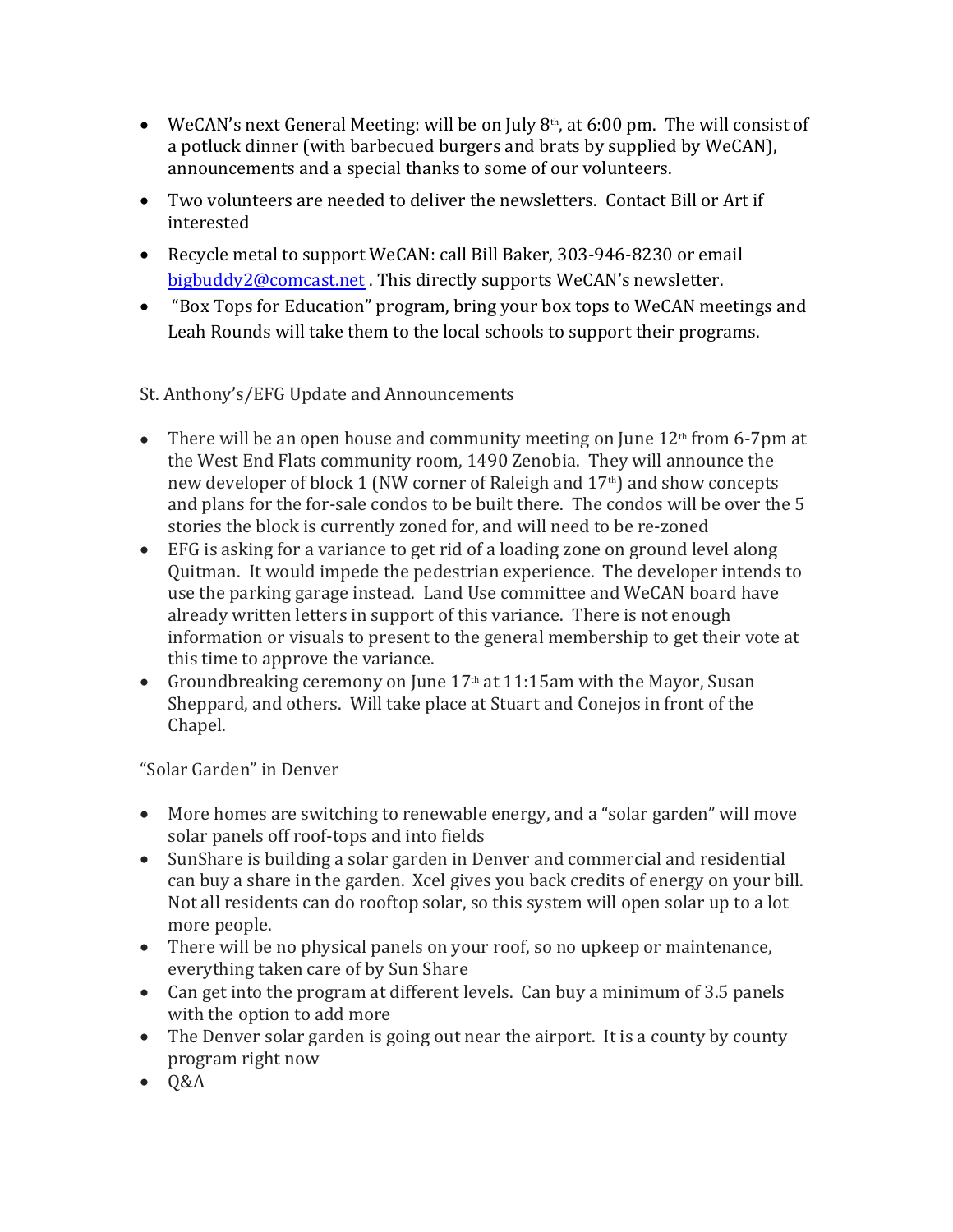- WeCAN's next General Meeting: will be on July 8th, at 6:00 pm. The will consist of a potluck dinner (with barbecued burgers and brats by supplied by WeCAN), announcements and a special thanks to some of our volunteers.
- Two volunteers are needed to deliver the newsletters. Contact Bill or Art if interested
- Recycle metal to support WeCAN: call Bill Baker, 303-946-8230 or email bigbuddy2@comcast.net . This directly supports WeCAN's newsletter.
- "Box Tops for Education" program, bring your box tops to WeCAN meetings and Leah Rounds will take them to the local schools to support their programs.

St. Anthony's/EFG Update and Announcements

- There will be an open house and community meeting on June 12th from 6-7pm at the West End Flats community room, 1490 Zenobia. They will announce the new developer of block 1 (NW corner of Raleigh and 17th) and show concepts and plans for the for-sale condos to be built there. The condos will be over the 5 stories the block is currently zoned for, and will need to be re-zoned
- EFG is asking for a variance to get rid of a loading zone on ground level along Quitman. It would impede the pedestrian experience. The developer intends to use the parking garage instead. Land Use committee and WeCAN board have already written letters in support of this variance. There is not enough information or visuals to present to the general membership to get their vote at this time to approve the variance.
- Groundbreaking ceremony on June 17th at 11:15am with the Mayor, Susan Sheppard, and others. Will take place at Stuart and Conejos in front of the Chapel.

"Solar Garden" in Denver

- More homes are switching to renewable energy, and a "solar garden" will move solar panels off roof-tops and into fields
- SunShare is building a solar garden in Denver and commercial and residential can buy a share in the garden. Xcel gives you back credits of energy on your bill. Not all residents can do rooftop solar, so this system will open solar up to a lot more people.
- There will be no physical panels on your roof, so no upkeep or maintenance, everything taken care of by Sun Share
- Can get into the program at different levels. Can buy a minimum of 3.5 panels with the option to add more
- The Denver solar garden is going out near the airport. It is a county by county program right now
- Q&A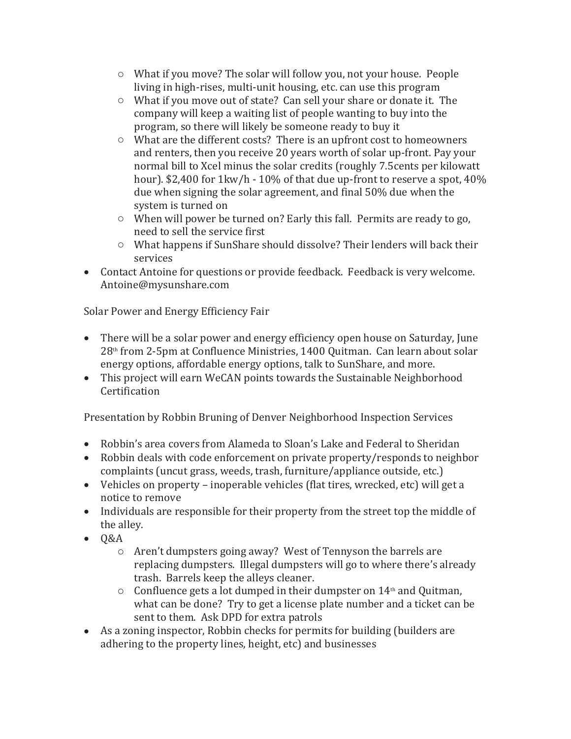- What if you move? The solar will follow you, not your house. People living in high-rises, multi-unit housing, etc. can use this program
  - What if you move out of state? Can sell your share or donate it. The company will keep a waiting list of people wanting to buy into the program, so there will likely be someone ready to buy it
  - What are the different costs? There is an upfront cost to homeowners and renters, then you receive 20 years worth of solar up-front. Pay your normal bill to Xcel minus the solar credits (roughly 7.5cents per kilowatt hour). $2,400 for 1kw/h - 10% of that due up-front to reserve a spot, 40% due when signing the solar agreement, and final 50% due when the system is turned on
  - When will power be turned on? Early this fall. Permits are ready to go, need to sell the service first
  - What happens if SunShare should dissolve? Their lenders will back their services
- Contact Antoine for questions or provide feedback. Feedback is very welcome. Antoine@mysunshare.com

Solar Power and Energy Efficiency Fair

- There will be a solar power and energy efficiency open house on Saturday, June 28th from 2-5pm at Confluence Ministries, 1400 Quitman. Can learn about solar energy options, affordable energy options, talk to SunShare, and more.
- This project will earn WeCAN points towards the Sustainable Neighborhood Certification

Presentation by Robbin Bruning of Denver Neighborhood Inspection Services

- Robbin's area covers from Alameda to Sloan's Lake and Federal to Sheridan
- Robbin deals with code enforcement on private property/responds to neighbor complaints (uncut grass, weeds, trash, furniture/appliance outside, etc.)
- Vehicles on property – inoperable vehicles (flat tires, wrecked, etc) will get a notice to remove
- Individuals are responsible for their property from the street top the middle of the alley.
- Q&A
  - Aren't dumpsters going away? West of Tennyson the barrels are replacing dumpsters. Illegal dumpsters will go to where there's already trash. Barrels keep the alleys cleaner.
  - Confluence gets a lot dumped in their dumpster on 14th and Quitman, what can be done? Try to get a license plate number and a ticket can be sent to them. Ask DPD for extra patrols
- As a zoning inspector, Robbin checks for permits for building (builders are adhering to the property lines, height, etc) and businesses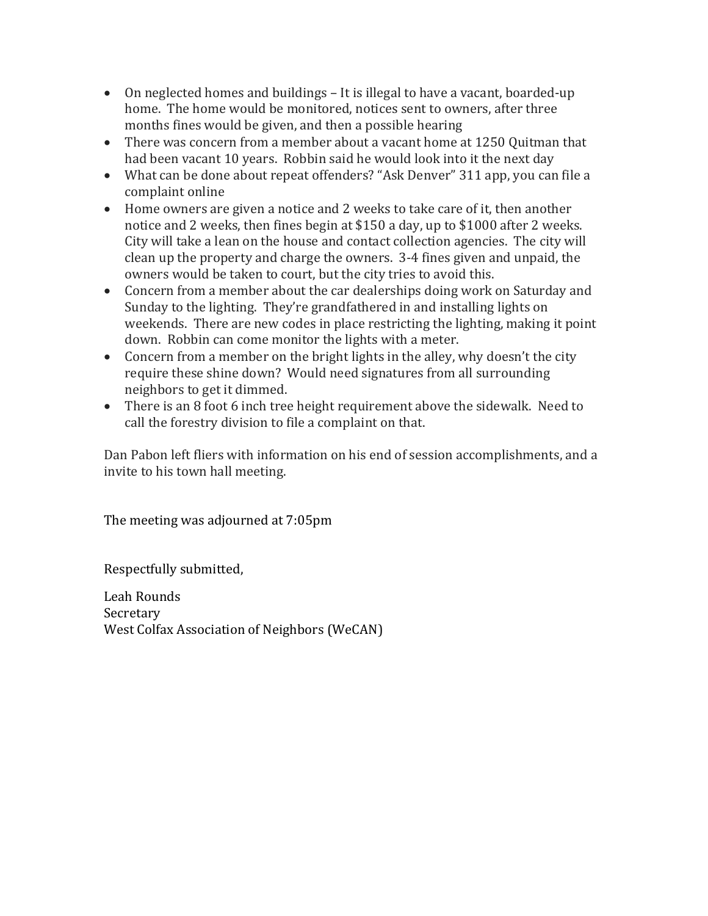- On neglected homes and buildings – It is illegal to have a vacant, boarded-up home. The home would be monitored, notices sent to owners, after three months fines would be given, and then a possible hearing
- There was concern from a member about a vacant home at 1250 Quitman that had been vacant 10 years. Robbin said he would look into it the next day
- What can be done about repeat offenders? "Ask Denver" 311 app, you can file a complaint online
- Home owners are given a notice and 2 weeks to take care of it, then another notice and 2 weeks, then fines begin at $150 a day, up to $1000 after 2 weeks. City will take a lean on the house and contact collection agencies. The city will clean up the property and charge the owners. 3-4 fines given and unpaid, the owners would be taken to court, but the city tries to avoid this.
- Concern from a member about the car dealerships doing work on Saturday and Sunday to the lighting. They're grandfathered in and installing lights on weekends. There are new codes in place restricting the lighting, making it point down. Robbin can come monitor the lights with a meter.
- Concern from a member on the bright lights in the alley, why doesn't the city require these shine down? Would need signatures from all surrounding neighbors to get it dimmed.
- There is an 8 foot 6 inch tree height requirement above the sidewalk. Need to call the forestry division to file a complaint on that.

Dan Pabon left fliers with information on his end of session accomplishments, and a invite to his town hall meeting.

The meeting was adjourned at 7:05pm

Respectfully submitted,

Leah Rounds
Secretary
West Colfax Association of Neighbors (WeCAN)